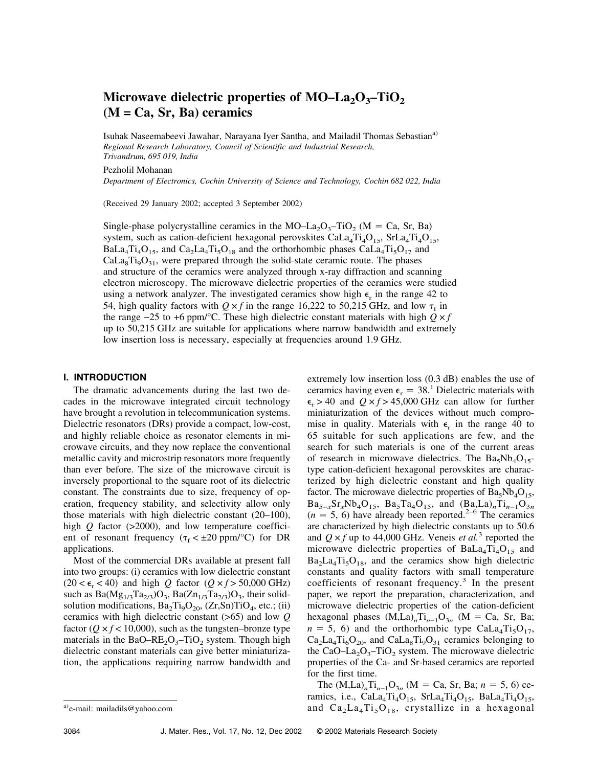# Microwave dielectric properties of $MO–La_2O_3–TiO_2$ (M = Ca, Sr, Ba) ceramics

Isuhak Naseemabeevi Jawahar, Narayana Iyer Santha, and Mailadil Thomas Sebastian[a)]
*Regional Research Laboratory, Council of Scientific and Industrial Research, Trivandrum, 695 019, India*

Pezholil Mohanan
*Department of Electronics, Cochin University of Science and Technology, Cochin 682 022, India*

(Received 29 January 2002; accepted 3 September 2002)

Single-phase polycrystalline ceramics in the $MO–La_2O_3–TiO_2$ (M = Ca, Sr, Ba) system, such as cation-deficient hexagonal perovskites $CaLa_4Ti_4O_{15}$, $SrLa_4Ti_4O_{15}$, $BaLa_4Ti_4O_{15}$, and $Ca_2La_4Ti_5O_{18}$ and the orthorhombic phases $CaLa_4Ti_5O_{17}$ and $CaLa_8Ti_9O_{31}$, were prepared through the solid-state ceramic route. The phases and structure of the ceramics were analyzed through x-ray diffraction and scanning electron microscopy. The microwave dielectric properties of the ceramics were studied using a network analyzer. The investigated ceramics show high $\epsilon_r$ in the range 42 to 54, high quality factors with $Q \times f$ in the range 16,222 to 50,215 GHz, and low $\tau_f$ in the range −25 to +6 ppm/°C. These high dielectric constant materials with high $Q \times f$ up to 50,215 GHz are suitable for applications where narrow bandwidth and extremely low insertion loss is necessary, especially at frequencies around 1.9 GHz.

## I. INTRODUCTION

The dramatic advancements during the last two decades in the microwave integrated circuit technology have brought a revolution in telecommunication systems. Dielectric resonators (DRs) provide a compact, low-cost, and highly reliable choice as resonator elements in microwave circuits, and they now replace the conventional metallic cavity and microstrip resonators more frequently than ever before. The size of the microwave circuit is inversely proportional to the square root of its dielectric constant. The constraints due to size, frequency of operation, frequency stability, and selectivity allow only those materials with high dielectric constant (20–100), high $Q$ factor (>2000), and low temperature coefficient of resonant frequency ($\tau_f < \pm 20$ ppm/°C) for DR applications.

Most of the commercial DRs available at present fall into two groups: (i) ceramics with low dielectric constant ($20 < \epsilon_r < 40$) and high $Q$ factor ($Q \times f > 50{,}000$ GHz) such as $Ba(Mg_{1/3}Ta_{2/3})O_3$, $Ba(Zn_{1/3}Ta_{2/3})O_3$, their solid-solution modifications, $Ba_2Ti_9O_{20}$, $(Zr,Sn)TiO_4$, etc.; (ii) ceramics with high dielectric constant (>65) and low $Q$ factor ($Q \times f < 10{,}000$), such as the tungsten–bronze type materials in the $BaO–RE_2O_3–TiO_2$ system. Though high dielectric constant materials can give better miniaturization, the applications requiring narrow bandwidth and extremely low insertion loss (0.3 dB) enables the use of ceramics having even $\epsilon_r = 38$.[1] Dielectric materials with $\epsilon_r > 40$ and $Q \times f > 45{,}000$ GHz can allow for further miniaturization of the devices without much compromise in quality. Materials with $\epsilon_r$ in the range 40 to 65 suitable for such applications are few, and the search for such materials is one of the current areas of research in microwave dielectrics. The $Ba_5Nb_4O_{15}$-type cation-deficient hexagonal perovskites are characterized by high dielectric constant and high quality factor. The microwave dielectric properties of $Ba_5Nb_4O_{15}$, $Ba_{5-x}Sr_xNb_4O_{15}$, $Ba_5Ta_4O_{15}$, and $(Ba,La)_nTi_{n-1}O_{3n}$ ($n$ = 5, 6) have already been reported.[2–6] The ceramics are characterized by high dielectric constants up to 50.6 and $Q \times f$ up to 44,000 GHz. Veneis *et al.*[3] reported the microwave dielectric properties of $BaLa_4Ti_4O_{15}$ and $Ba_2La_4Ti_5O_{18}$, and the ceramics show high dielectric constants and quality factors with small temperature coefficients of resonant frequency.[3] In the present paper, we report the preparation, characterization, and microwave dielectric properties of the cation-deficient hexagonal phases $(M,La)_nTi_{n-1}O_{3n}$ (M = Ca, Sr, Ba; $n$ = 5, 6) and the orthorhombic type $CaLa_4Ti_5O_{17}$, $Ca_2La_4Ti_6O_{20}$, and $CaLa_8Ti_9O_{31}$ ceramics belonging to the $CaO–La_2O_3–TiO_2$ system. The microwave dielectric properties of the Ca- and Sr-based ceramics are reported for the first time.

The $(M,La)_nTi_{n-1}O_{3n}$ (M = Ca, Sr, Ba; $n$ = 5, 6) ceramics, i.e., $CaLa_4Ti_4O_{15}$, $SrLa_4Ti_4O_{15}$, $BaLa_4Ti_4O_{15}$, and $Ca_2La_4Ti_5O_{18}$, crystallize in a hexagonal

[a)] e-mail: mailadils@yahoo.com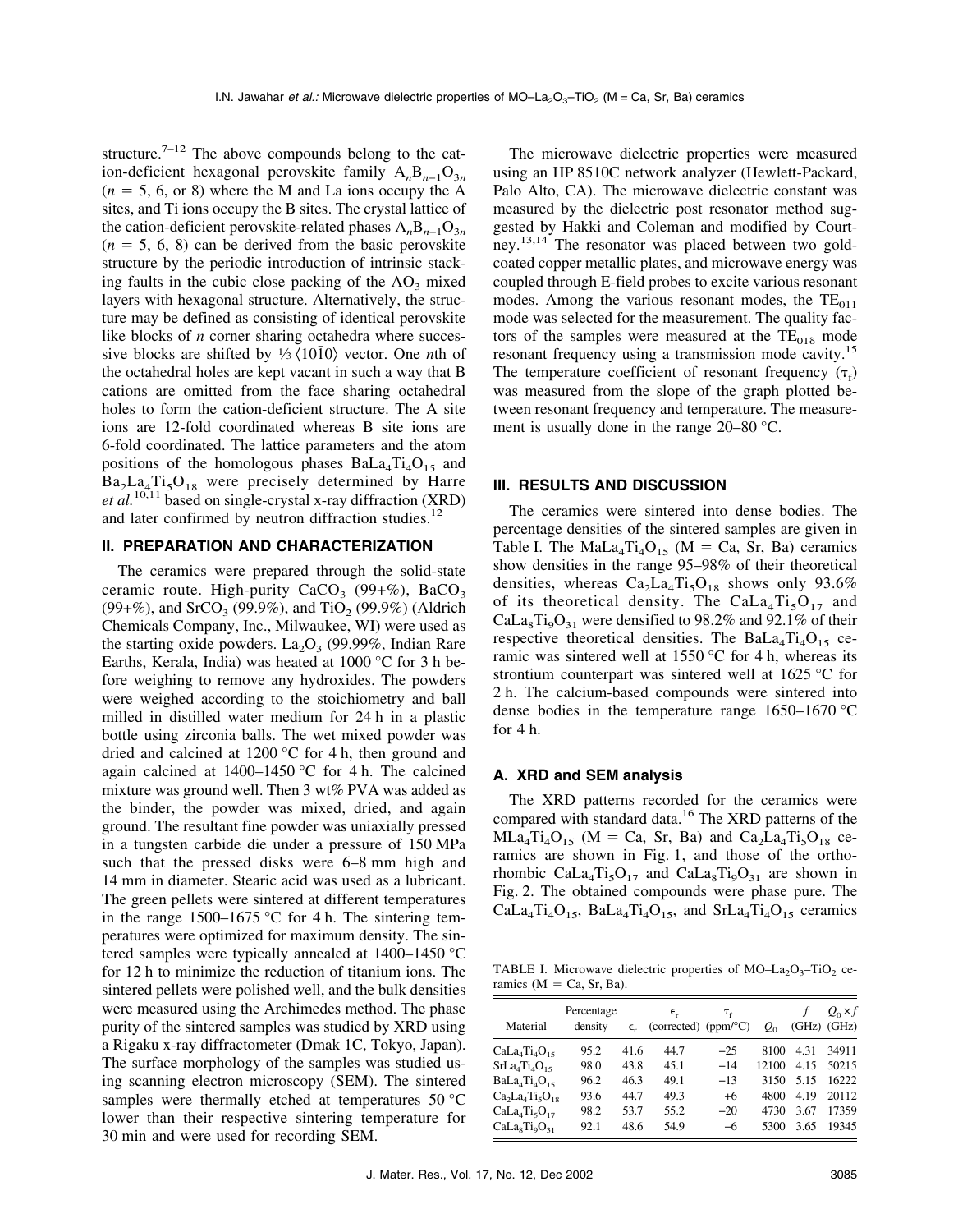structure.[7–12] The above compounds belong to the cation-deficient hexagonal perovskite family $A_nB_{n-1}O_{3n}$ ($n$ = 5, 6, or 8) where the M and La ions occupy the A sites, and Ti ions occupy the B sites. The crystal lattice of the cation-deficient perovskite-related phases $A_nB_{n-1}O_{3n}$ ($n$ = 5, 6, 8) can be derived from the basic perovskite structure by the periodic introduction of intrinsic stacking faults in the cubic close packing of the $AO_3$ mixed layers with hexagonal structure. Alternatively, the structure may be defined as consisting of identical perovskite like blocks of $n$ corner sharing octahedra where successive blocks are shifted by ⅓ $\langle 10\bar{1}0 \rangle$ vector. One $n$th of the octahedral holes are kept vacant in such a way that B cations are omitted from the face sharing octahedral holes to form the cation-deficient structure. The A site ions are 12-fold coordinated whereas B site ions are 6-fold coordinated. The lattice parameters and the atom positions of the homologous phases $BaLa_4Ti_4O_{15}$ and $Ba_2La_4Ti_5O_{18}$ were precisely determined by Harre *et al.*[10,11] based on single-crystal x-ray diffraction (XRD) and later confirmed by neutron diffraction studies.[12]

## II. PREPARATION AND CHARACTERIZATION

The ceramics were prepared through the solid-state ceramic route. High-purity $CaCO_3$ (99+%), $BaCO_3$ (99+%), and $SrCO_3$ (99.9%), and $TiO_2$ (99.9%) (Aldrich Chemicals Company, Inc., Milwaukee, WI) were used as the starting oxide powders. $La_2O_3$ (99.99%, Indian Rare Earths, Kerala, India) was heated at 1000 °C for 3 h before weighing to remove any hydroxides. The powders were weighed according to the stoichiometry and ball milled in distilled water medium for 24 h in a plastic bottle using zirconia balls. The wet mixed powder was dried and calcined at 1200 °C for 4 h, then ground and again calcined at 1400–1450 °C for 4 h. The calcined mixture was ground well. Then 3 wt% PVA was added as the binder, the powder was mixed, dried, and again ground. The resultant fine powder was uniaxially pressed in a tungsten carbide die under a pressure of 150 MPa such that the pressed disks were 6–8 mm high and 14 mm in diameter. Stearic acid was used as a lubricant. The green pellets were sintered at different temperatures in the range 1500–1675 °C for 4 h. The sintering temperatures were optimized for maximum density. The sintered samples were typically annealed at 1400–1450 °C for 12 h to minimize the reduction of titanium ions. The sintered pellets were polished well, and the bulk densities were measured using the Archimedes method. The phase purity of the sintered samples was studied by XRD using a Rigaku x-ray diffractometer (Dmak 1C, Tokyo, Japan). The surface morphology of the samples was studied using scanning electron microscopy (SEM). The sintered samples were thermally etched at temperatures 50 °C lower than their respective sintering temperature for 30 min and were used for recording SEM.

The microwave dielectric properties were measured using an HP 8510C network analyzer (Hewlett-Packard, Palo Alto, CA). The microwave dielectric constant was measured by the dielectric post resonator method suggested by Hakki and Coleman and modified by Courtney.[13,14] The resonator was placed between two gold-coated copper metallic plates, and microwave energy was coupled through E-field probes to excite various resonant modes. Among the various resonant modes, the $TE_{011}$ mode was selected for the measurement. The quality factors of the samples were measured at the $TE_{01\delta}$ mode resonant frequency using a transmission mode cavity.[15] The temperature coefficient of resonant frequency ($\tau_f$) was measured from the slope of the graph plotted between resonant frequency and temperature. The measurement is usually done in the range 20–80 °C.

## III. RESULTS AND DISCUSSION

The ceramics were sintered into dense bodies. The percentage densities of the sintered samples are given in Table I. The $MaLa_4Ti_4O_{15}$ (M = Ca, Sr, Ba) ceramics show densities in the range 95–98% of their theoretical densities, whereas $Ca_2La_4Ti_5O_{18}$ shows only 93.6% of its theoretical density. The $CaLa_4Ti_5O_{17}$ and $CaLa_8Ti_9O_{31}$ were densified to 98.2% and 92.1% of their respective theoretical densities. The $BaLa_4Ti_4O_{15}$ ceramic was sintered well at 1550 °C for 4 h, whereas its strontium counterpart was sintered well at 1625 °C for 2 h. The calcium-based compounds were sintered into dense bodies in the temperature range 1650–1670 °C for 4 h.

### A. XRD and SEM analysis

The XRD patterns recorded for the ceramics were compared with standard data.[16] The XRD patterns of the $MLa_4Ti_4O_{15}$ (M = Ca, Sr, Ba) and $Ca_2La_4Ti_5O_{18}$ ceramics are shown in Fig. 1, and those of the orthorhombic $CaLa_4Ti_5O_{17}$ and $CaLa_8Ti_9O_{31}$ are shown in Fig. 2. The obtained compounds were phase pure. The $CaLa_4Ti_4O_{15}$, $BaLa_4Ti_4O_{15}$, and $SrLa_4Ti_4O_{15}$ ceramics

TABLE I. Microwave dielectric properties of $MO–La_2O_3–TiO_2$ ceramics (M = Ca, Sr, Ba).

| Material | Percentage density | $\epsilon_r$ | $\epsilon_r$ (corrected) | $\tau_f$ (ppm/°C) | $Q_0$ | $f$ (GHz) | $Q_0 \times f$ (GHz) |
|---|---|---|---|---|---|---|---|
| $CaLa_4Ti_4O_{15}$ | 95.2 | 41.6 | 44.7 | −25 | 8100 | 4.31 | 34911 |
| $SrLa_4Ti_4O_{15}$ | 98.0 | 43.8 | 45.1 | −14 | 12100 | 4.15 | 50215 |
| $BaLa_4Ti_4O_{15}$ | 96.2 | 46.3 | 49.1 | −13 | 3150 | 5.15 | 16222 |
| $Ca_2La_4Ti_5O_{18}$ | 93.6 | 44.7 | 49.3 | +6 | 4800 | 4.19 | 20112 |
| $CaLa_4Ti_5O_{17}$ | 98.2 | 53.7 | 55.2 | −20 | 4730 | 3.67 | 17359 |
| $CaLa_8Ti_9O_{31}$ | 92.1 | 48.6 | 54.9 | −6 | 5300 | 3.65 | 19345 |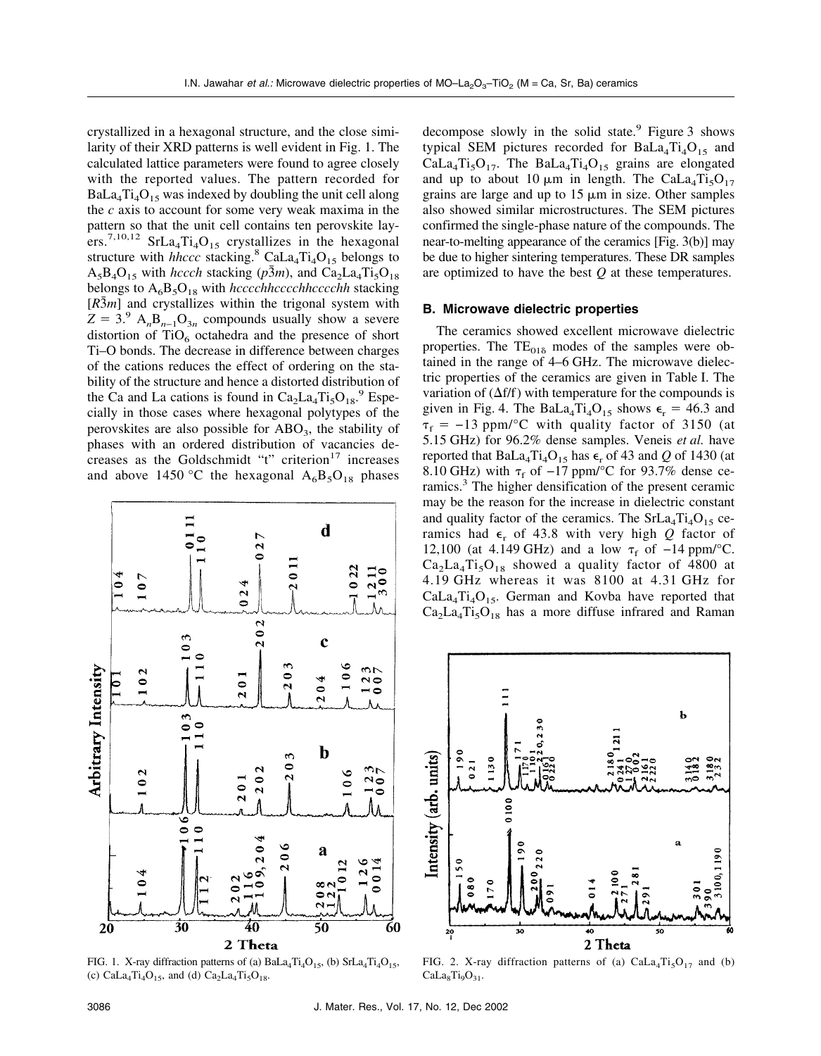crystallized in a hexagonal structure, and the close similarity of their XRD patterns is well evident in Fig. 1. The calculated lattice parameters were found to agree closely with the reported values. The pattern recorded for $BaLa_4Ti_4O_{15}$ was indexed by doubling the unit cell along the *c* axis to account for some very weak maxima in the pattern so that the unit cell contains ten perovskite layers.[7,10,12] $SrLa_4Ti_4O_{15}$ crystallizes in the hexagonal structure with *hhccc* stacking.[8] $CaLa_4Ti_4O_{15}$ belongs to $A_5B_4O_{15}$ with *hccch* stacking ($p\bar{3}m$), and $Ca_2La_4Ti_5O_{18}$ belongs to $A_6B_5O_{18}$ with *hccchhccchhccchh* stacking [$R\bar{3}m$] and crystallizes within the trigonal system with $Z = 3$.[9] $A_nB_{n-1}O_{3n}$ compounds usually show a severe distortion of $TiO_6$ octahedra and the presence of short Ti–O bonds. The decrease in difference between charges of the cations reduces the effect of ordering on the stability of the structure and hence a distorted distribution of the Ca and La cations is found in $Ca_2La_4Ti_5O_{18}$.[9] Especially in those cases where hexagonal polytypes of the perovskites are also possible for $ABO_3$, the stability of phases with an ordered distribution of vacancies decreases as the Goldschmidt "t" criterion[17] increases and above 1450 °C the hexagonal $A_6B_5O_{18}$ phases decompose slowly in the solid state.[9] Figure 3 shows typical SEM pictures recorded for $BaLa_4Ti_4O_{15}$ and $CaLa_4Ti_5O_{17}$. The $BaLa_4Ti_4O_{15}$ grains are elongated and up to about 10 μm in length. The $CaLa_4Ti_5O_{17}$ grains are large and up to 15 μm in size. Other samples also showed similar microstructures. The SEM pictures confirmed the single-phase nature of the compounds. The near-to-melting appearance of the ceramics [Fig. 3(b)] may be due to higher sintering temperatures. These DR samples are optimized to have the best *Q* at these temperatures.

FIG. 1. X-ray diffraction patterns of (a) $BaLa_4Ti_4O_{15}$, (b) $SrLa_4Ti_4O_{15}$, (c) $CaLa_4Ti_4O_{15}$, and (d) $Ca_2La_4Ti_5O_{18}$.

### B. Microwave dielectric properties

The ceramics showed excellent microwave dielectric properties. The $TE_{01\delta}$ modes of the samples were obtained in the range of 4–6 GHz. The microwave dielectric properties of the ceramics are given in Table I. The variation of ($\Delta f/f$) with temperature for the compounds is given in Fig. 4. The $BaLa_4Ti_4O_{15}$ shows $\epsilon_r = 46.3$ and $\tau_f = -13$ ppm/°C with quality factor of 3150 (at 5.15 GHz) for 96.2% dense samples. Veneis *et al.* have reported that $BaLa_4Ti_4O_{15}$ has $\epsilon_r$ of 43 and *Q* of 1430 (at 8.10 GHz) with $\tau_f$ of −17 ppm/°C for 93.7% dense ceramics.[3] The higher densification of the present ceramic may be the reason for the increase in dielectric constant and quality factor of the ceramics. The $SrLa_4Ti_4O_{15}$ ceramics had $\epsilon_r$ of 43.8 with very high *Q* factor of 12,100 (at 4.149 GHz) and a low $\tau_f$ of −14 ppm/°C. $Ca_2La_4Ti_5O_{18}$ showed a quality factor of 4800 at 4.19 GHz whereas it was 8100 at 4.31 GHz for $CaLa_4Ti_4O_{15}$. German and Kovba have reported that $Ca_2La_4Ti_5O_{18}$ has a more diffuse infrared and Raman

FIG. 2. X-ray diffraction patterns of (a) $CaLa_4Ti_5O_{17}$ and (b) $CaLa_8Ti_9O_{31}$.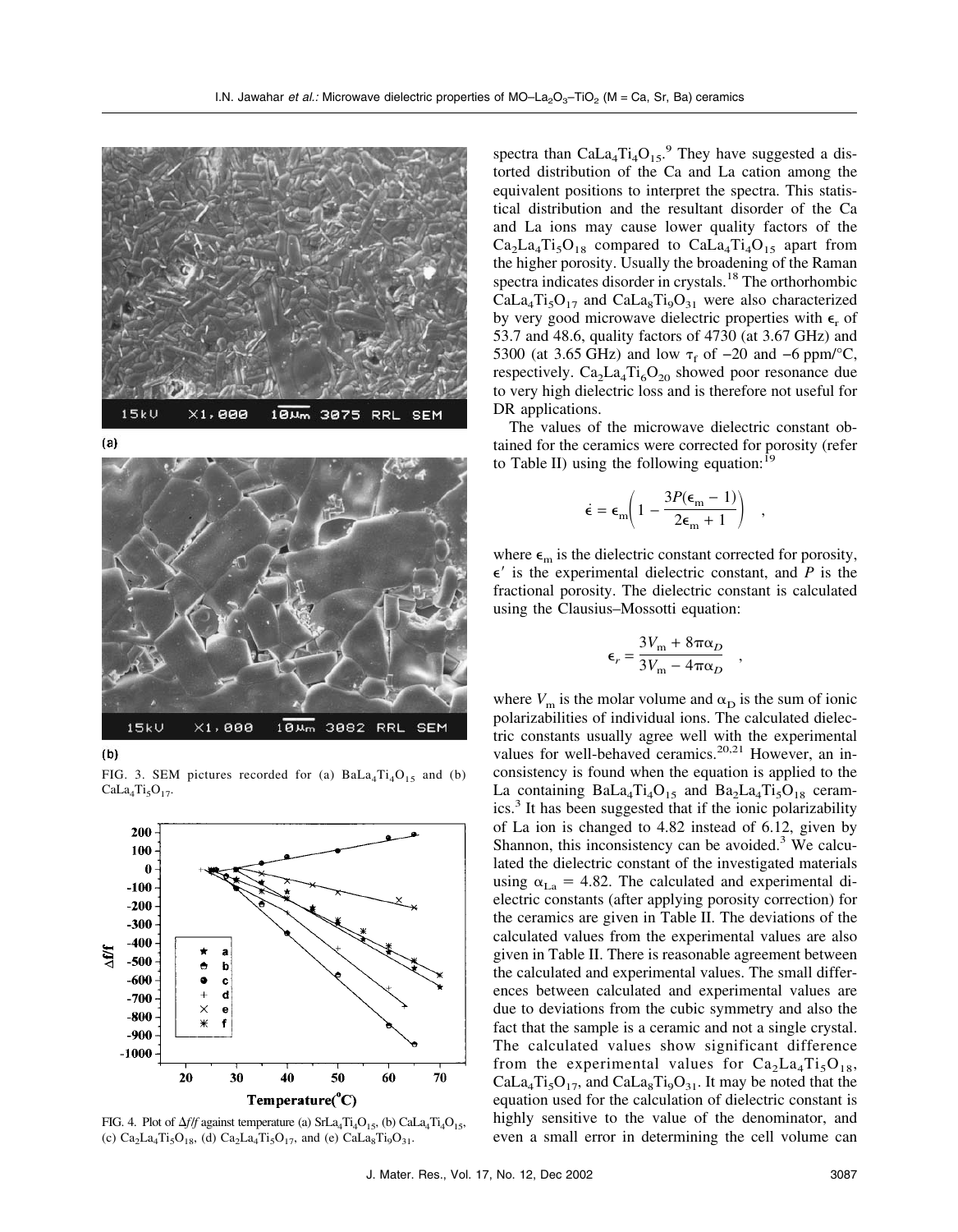FIG. 3. SEM pictures recorded for (a) $BaLa_4Ti_4O_{15}$ and (b) $CaLa_4Ti_5O_{17}$.

FIG. 4. Plot of $\Delta f/f$ against temperature (a) $SrLa_4Ti_4O_{15}$, (b) $CaLa_4Ti_4O_{15}$, (c) $Ca_2La_4Ti_5O_{18}$, (d) $Ca_2La_4Ti_5O_{17}$, and (e) $CaLa_8Ti_9O_{31}$.

spectra than $CaLa_4Ti_4O_{15}$.[9] They have suggested a distorted distribution of the Ca and La cation among the equivalent positions to interpret the spectra. This statistical distribution and the resultant disorder of the Ca and La ions may cause lower quality factors of the $Ca_2La_4Ti_5O_{18}$ compared to $CaLa_4Ti_4O_{15}$ apart from the higher porosity. Usually the broadening of the Raman spectra indicates disorder in crystals.[18] The orthorhombic $CaLa_4Ti_5O_{17}$ and $CaLa_8Ti_9O_{31}$ were also characterized by very good microwave dielectric properties with $\epsilon_r$ of 53.7 and 48.6, quality factors of 4730 (at 3.67 GHz) and 5300 (at 3.65 GHz) and low $\tau_f$ of −20 and −6 ppm/°C, respectively. $Ca_2La_4Ti_6O_{20}$ showed poor resonance due to very high dielectric loss and is therefore not useful for DR applications.

The values of the microwave dielectric constant obtained for the ceramics were corrected for porosity (refer to Table II) using the following equation:[19]

$$\epsilon' = \epsilon_m\left(1 - \frac{3P(\epsilon_m - 1)}{2\epsilon_m + 1}\right) \quad ,$$

where $\epsilon_m$ is the dielectric constant corrected for porosity, $\epsilon'$ is the experimental dielectric constant, and $P$ is the fractional porosity. The dielectric constant is calculated using the Clausius–Mossotti equation:

$$\epsilon_r = \frac{3V_m + 8\pi\alpha_D}{3V_m - 4\pi\alpha_D} \quad ,$$

where $V_m$ is the molar volume and $\alpha_D$ is the sum of ionic polarizabilities of individual ions. The calculated dielectric constants usually agree well with the experimental values for well-behaved ceramics.[20,21] However, an inconsistency is found when the equation is applied to the La containing $BaLa_4Ti_4O_{15}$ and $Ba_2La_4Ti_5O_{18}$ ceramics.[3] It has been suggested that if the ionic polarizability of La ion is changed to 4.82 instead of 6.12, given by Shannon, this inconsistency can be avoided.[3] We calculated the dielectric constant of the investigated materials using $\alpha_{La}$ = 4.82. The calculated and experimental dielectric constants (after applying porosity correction) for the ceramics are given in Table II. The deviations of the calculated values from the experimental values are also given in Table II. There is reasonable agreement between the calculated and experimental values. The small differences between calculated and experimental values are due to deviations from the cubic symmetry and also the fact that the sample is a ceramic and not a single crystal. The calculated values show significant difference from the experimental values for $Ca_2La_4Ti_5O_{18}$, $CaLa_4Ti_5O_{17}$, and $CaLa_8Ti_9O_{31}$. It may be noted that the equation used for the calculation of dielectric constant is highly sensitive to the value of the denominator, and even a small error in determining the cell volume can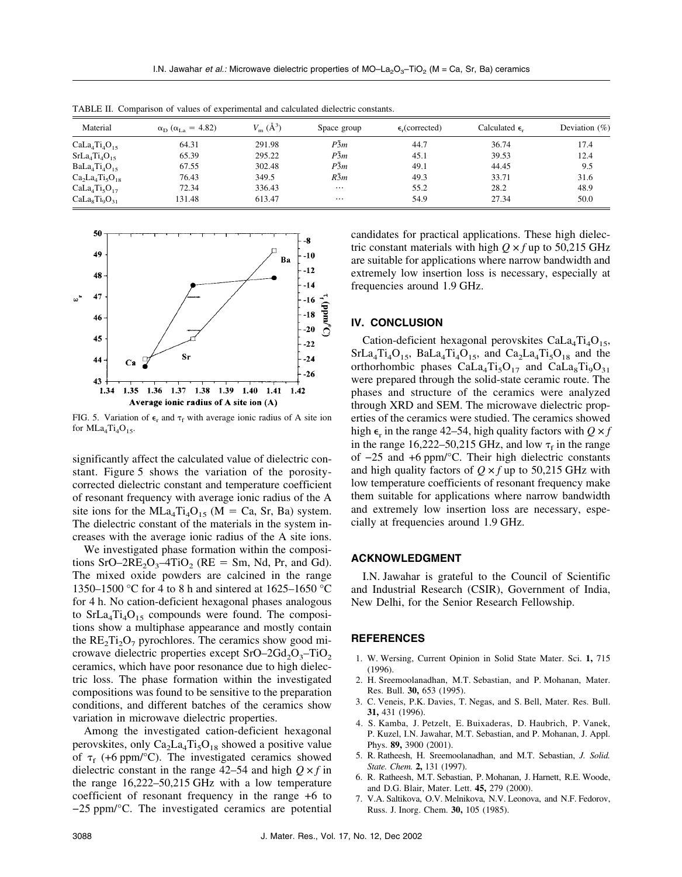TABLE II. Comparison of values of experimental and calculated dielectric constants.

| Material | $\alpha_D$ ($\alpha_{La}$ = 4.82) | $V_m$ (Å$^3$) | Space group | $\epsilon_r$(corrected) | Calculated $\epsilon_r$ | Deviation (%) |
|---|---|---|---|---|---|---|
| $CaLa_4Ti_4O_{15}$ | 64.31 | 291.98 | $P\bar{3}m$ | 44.7 | 36.74 | 17.4 |
| $SrLa_4Ti_4O_{15}$ | 65.39 | 295.22 | $P\bar{3}m$ | 45.1 | 39.53 | 12.4 |
| $BaLa_4Ti_4O_{15}$ | 67.55 | 302.48 | $P\bar{3}m$ | 49.1 | 44.45 | 9.5 |
| $Ca_2La_4Ti_5O_{18}$ | 76.43 | 349.5 | $R\bar{3}m$ | 49.3 | 33.71 | 31.6 |
| $CaLa_4Ti_5O_{17}$ | 72.34 | 336.43 | ⋯ | 55.2 | 28.2 | 48.9 |
| $CaLa_8Ti_9O_{31}$ | 131.48 | 613.47 | ⋯ | 54.9 | 27.34 | 50.0 |

FIG. 5. Variation of $\epsilon_r$ and $\tau_f$ with average ionic radius of A site ion for $MLa_4Ti_4O_{15}$.

significantly affect the calculated value of dielectric constant. Figure 5 shows the variation of the porosity-corrected dielectric constant and temperature coefficient of resonant frequency with average ionic radius of the A site ions for the $MLa_4Ti_4O_{15}$ (M = Ca, Sr, Ba) system. The dielectric constant of the materials in the system increases with the average ionic radius of the A site ions.

We investigated phase formation within the compositions $SrO–2RE_2O_3–4TiO_2$ (RE = Sm, Nd, Pr, and Gd). The mixed oxide powders are calcined in the range 1350–1500 °C for 4 to 8 h and sintered at 1625–1650 °C for 4 h. No cation-deficient hexagonal phases analogous to $SrLa_4Ti_4O_{15}$ compounds were found. The compositions show a multiphase appearance and mostly contain the $RE_2Ti_2O_7$ pyrochlores. The ceramics show good microwave dielectric properties except $SrO–2Gd_2O_3–TiO_2$ ceramics, which have poor resonance due to high dielectric loss. The phase formation within the investigated compositions was found to be sensitive to the preparation conditions, and different batches of the ceramics show variation in microwave dielectric properties.

Among the investigated cation-deficient hexagonal perovskites, only $Ca_2La_4Ti_5O_{18}$ showed a positive value of $\tau_f$ (+6 ppm/°C). The investigated ceramics showed dielectric constant in the range 42–54 and high $Q \times f$ in the range 16,222–50,215 GHz with a low temperature coefficient of resonant frequency in the range +6 to −25 ppm/°C. The investigated ceramics are potential candidates for practical applications. These high dielectric constant materials with high $Q \times f$ up to 50,215 GHz are suitable for applications where narrow bandwidth and extremely low insertion loss is necessary, especially at frequencies around 1.9 GHz.

## IV. CONCLUSION

Cation-deficient hexagonal perovskites $CaLa_4Ti_4O_{15}$, $SrLa_4Ti_4O_{15}$, $BaLa_4Ti_4O_{15}$, and $Ca_2La_4Ti_5O_{18}$ and the orthorhombic phases $CaLa_4Ti_5O_{17}$ and $CaLa_8Ti_9O_{31}$ were prepared through the solid-state ceramic route. The phases and structure of the ceramics were analyzed through XRD and SEM. The microwave dielectric properties of the ceramics were studied. The ceramics showed high $\epsilon_r$ in the range 42–54, high quality factors with $Q \times f$ in the range 16,222–50,215 GHz, and low $\tau_f$ in the range of −25 and +6 ppm/°C. Their high dielectric constants and high quality factors of $Q \times f$ up to 50,215 GHz with low temperature coefficients of resonant frequency make them suitable for applications where narrow bandwidth and extremely low insertion loss are necessary, especially at frequencies around 1.9 GHz.

## ACKNOWLEDGMENT

I.N. Jawahar is grateful to the Council of Scientific and Industrial Research (CSIR), Government of India, New Delhi, for the Senior Research Fellowship.

## REFERENCES

1. W. Wersing, Current Opinion in Solid State Mater. Sci. **1,** 715 (1996).
2. H. Sreemoolanadhan, M.T. Sebastian, and P. Mohanan, Mater. Res. Bull. **30,** 653 (1995).
3. C. Veneis, P.K. Davies, T. Negas, and S. Bell, Mater. Res. Bull. **31,** 431 (1996).
4. S. Kamba, J. Petzelt, E. Buixaderas, D. Haubrich, P. Vanek, P. Kuzel, I.N. Jawahar, M.T. Sebastian, and P. Mohanan, J. Appl. Phys. **89,** 3900 (2001).
5. R. Ratheesh, H. Sreemoolanadhan, and M.T. Sebastian, *J. Solid. State. Chem.* **2,** 131 (1997).
6. R. Ratheesh, M.T. Sebastian, P. Mohanan, J. Harnett, R.E. Woode, and D.G. Blair, Mater. Lett. **45,** 279 (2000).
7. V.A. Saltikova, O.V. Melnikova, N.V. Leonova, and N.F. Fedorov, Russ. J. Inorg. Chem. **30,** 105 (1985).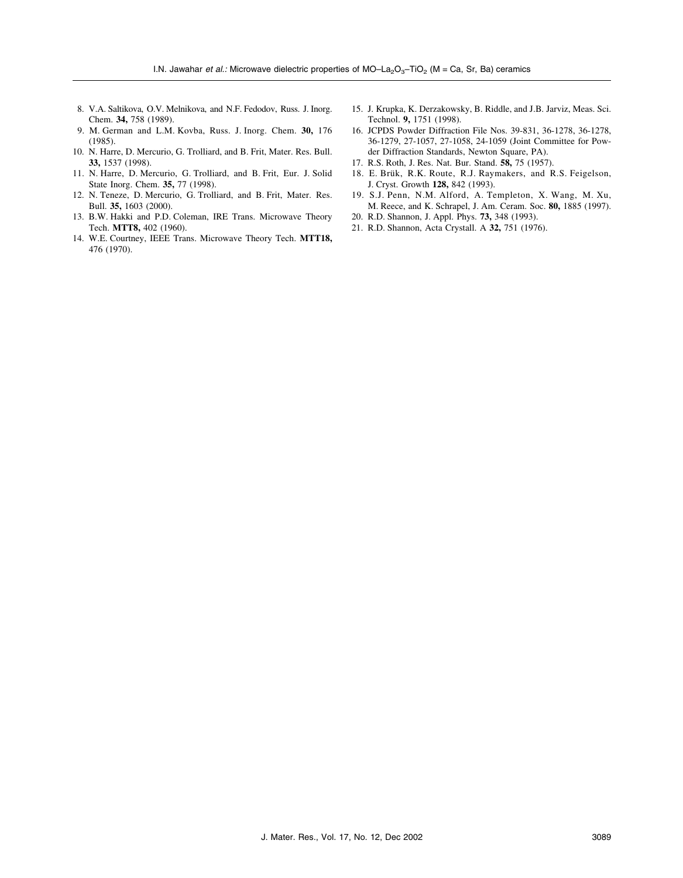8. V.A. Saltikova, O.V. Melnikova, and N.F. Fedodov, Russ. J. Inorg. Chem. **34,** 758 (1989).
9. M. German and L.M. Kovba, Russ. J. Inorg. Chem. **30,** 176 (1985).
10. N. Harre, D. Mercurio, G. Trolliard, and B. Frit, Mater. Res. Bull. **33,** 1537 (1998).
11. N. Harre, D. Mercurio, G. Trolliard, and B. Frit, Eur. J. Solid State Inorg. Chem. **35,** 77 (1998).
12. N. Teneze, D. Mercurio, G. Trolliard, and B. Frit, Mater. Res. Bull. **35,** 1603 (2000).
13. B.W. Hakki and P.D. Coleman, IRE Trans. Microwave Theory Tech. **MTT8,** 402 (1960).
14. W.E. Courtney, IEEE Trans. Microwave Theory Tech. **MTT18,** 476 (1970).
15. J. Krupka, K. Derzakowsky, B. Riddle, and J.B. Jarviz, Meas. Sci. Technol. **9,** 1751 (1998).
16. JCPDS Powder Diffraction File Nos. 39-831, 36-1278, 36-1278, 36-1279, 27-1057, 27-1058, 24-1059 (Joint Committee for Powder Diffraction Standards, Newton Square, PA).
17. R.S. Roth, J. Res. Nat. Bur. Stand. **58,** 75 (1957).
18. E. Brük, R.K. Route, R.J. Raymakers, and R.S. Feigelson, J. Cryst. Growth **128,** 842 (1993).
19. S.J. Penn, N.M. Alford, A. Templeton, X. Wang, M. Xu, M. Reece, and K. Schrapel, J. Am. Ceram. Soc. **80,** 1885 (1997).
20. R.D. Shannon, J. Appl. Phys. **73,** 348 (1993).
21. R.D. Shannon, Acta Crystall. A **32,** 751 (1976).